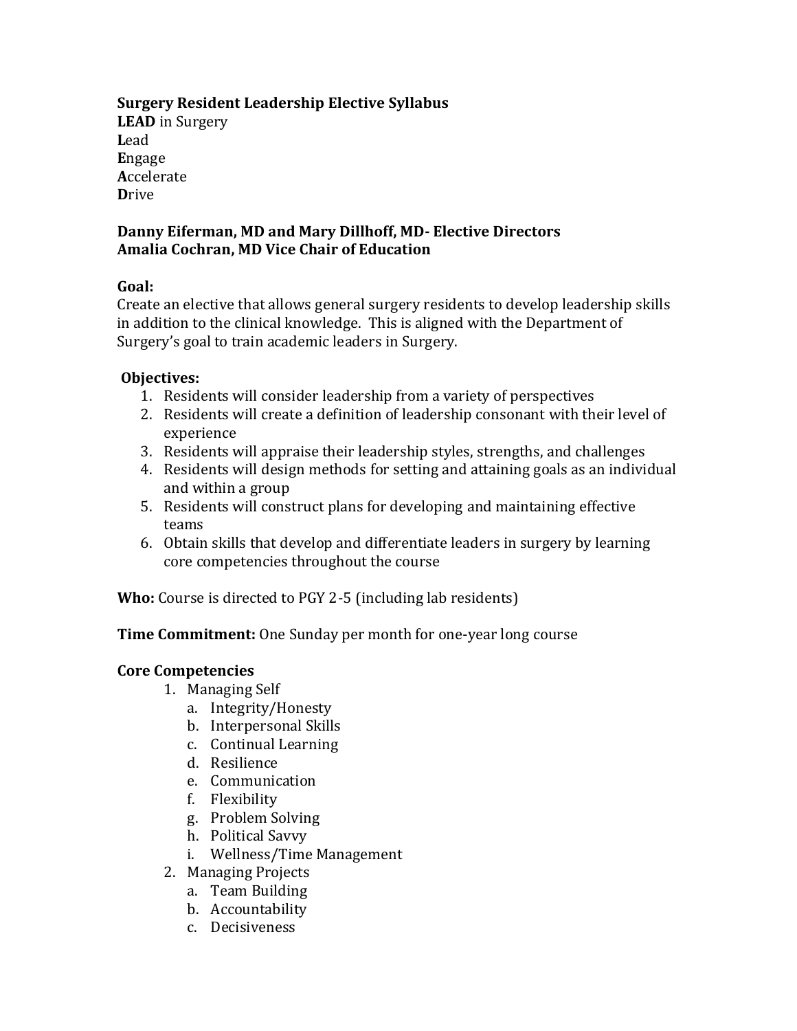# Surgery Resident Leadership Elective Syllabus

**LEAD** in Surgery
**L**ead
**E**ngage
**A**ccelerate
**D**rive

**Danny Eiferman, MD and Mary Dillhoff, MD- Elective Directors**
**Amalia Cochran, MD Vice Chair of Education**

**Goal:**
Create an elective that allows general surgery residents to develop leadership skills in addition to the clinical knowledge. This is aligned with the Department of Surgery's goal to train academic leaders in Surgery.

**Objectives:**

1. Residents will consider leadership from a variety of perspectives
2. Residents will create a definition of leadership consonant with their level of experience
3. Residents will appraise their leadership styles, strengths, and challenges
4. Residents will design methods for setting and attaining goals as an individual and within a group
5. Residents will construct plans for developing and maintaining effective teams
6. Obtain skills that develop and differentiate leaders in surgery by learning core competencies throughout the course

**Who:** Course is directed to PGY 2-5 (including lab residents)

**Time Commitment:** One Sunday per month for one-year long course

**Core Competencies**

1. Managing Self
   a. Integrity/Honesty
   b. Interpersonal Skills
   c. Continual Learning
   d. Resilience
   e. Communication
   f. Flexibility
   g. Problem Solving
   h. Political Savvy
   i. Wellness/Time Management
2. Managing Projects
   a. Team Building
   b. Accountability
   c. Decisiveness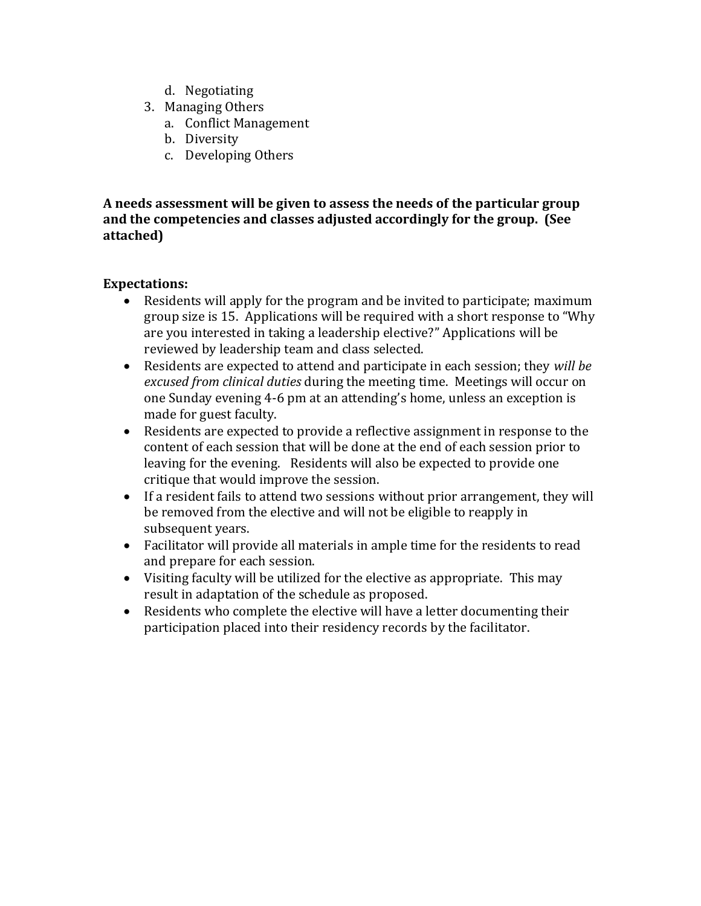d. Negotiating
3. Managing Others
   a. Conflict Management
   b. Diversity
   c. Developing Others

**A needs assessment will be given to assess the needs of the particular group and the competencies and classes adjusted accordingly for the group. (See attached)**

**Expectations:**

- Residents will apply for the program and be invited to participate; maximum group size is 15. Applications will be required with a short response to "Why are you interested in taking a leadership elective?" Applications will be reviewed by leadership team and class selected.
- Residents are expected to attend and participate in each session; they *will be excused from clinical duties* during the meeting time. Meetings will occur on one Sunday evening 4-6 pm at an attending's home, unless an exception is made for guest faculty.
- Residents are expected to provide a reflective assignment in response to the content of each session that will be done at the end of each session prior to leaving for the evening. Residents will also be expected to provide one critique that would improve the session.
- If a resident fails to attend two sessions without prior arrangement, they will be removed from the elective and will not be eligible to reapply in subsequent years.
- Facilitator will provide all materials in ample time for the residents to read and prepare for each session.
- Visiting faculty will be utilized for the elective as appropriate. This may result in adaptation of the schedule as proposed.
- Residents who complete the elective will have a letter documenting their participation placed into their residency records by the facilitator.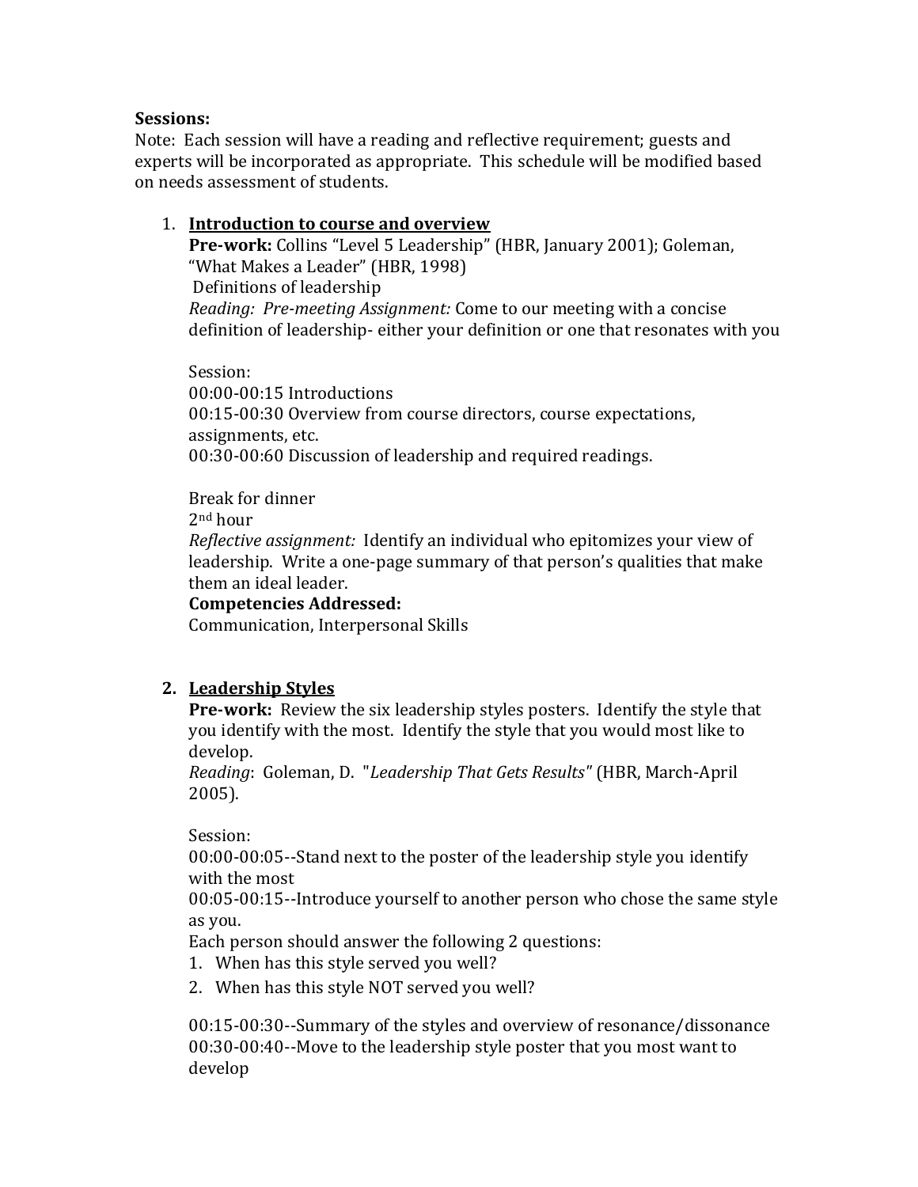**Sessions:**
Note: Each session will have a reading and reflective requirement; guests and experts will be incorporated as appropriate. This schedule will be modified based on needs assessment of students.

1. **Introduction to course and overview**
   **Pre-work:** Collins "Level 5 Leadership" (HBR, January 2001); Goleman, "What Makes a Leader" (HBR, 1998)
   Definitions of leadership
   *Reading: Pre-meeting Assignment:* Come to our meeting with a concise definition of leadership- either your definition or one that resonates with you

   Session:
   00:00-00:15 Introductions
   00:15-00:30 Overview from course directors, course expectations, assignments, etc.
   00:30-00:60 Discussion of leadership and required readings.

   Break for dinner
   2nd hour
   *Reflective assignment:* Identify an individual who epitomizes your view of leadership. Write a one-page summary of that person's qualities that make them an ideal leader.
   **Competencies Addressed:**
   Communication, Interpersonal Skills

2. **Leadership Styles**
   **Pre-work:** Review the six leadership styles posters. Identify the style that you identify with the most. Identify the style that you would most like to develop.
   *Reading*: Goleman, D. "*Leadership That Gets Results"* (HBR, March-April 2005).

   Session:
   00:00-00:05--Stand next to the poster of the leadership style you identify with the most
   00:05-00:15--Introduce yourself to another person who chose the same style as you.
   Each person should answer the following 2 questions:
   1. When has this style served you well?
   2. When has this style NOT served you well?

   00:15-00:30--Summary of the styles and overview of resonance/dissonance
   00:30-00:40--Move to the leadership style poster that you most want to develop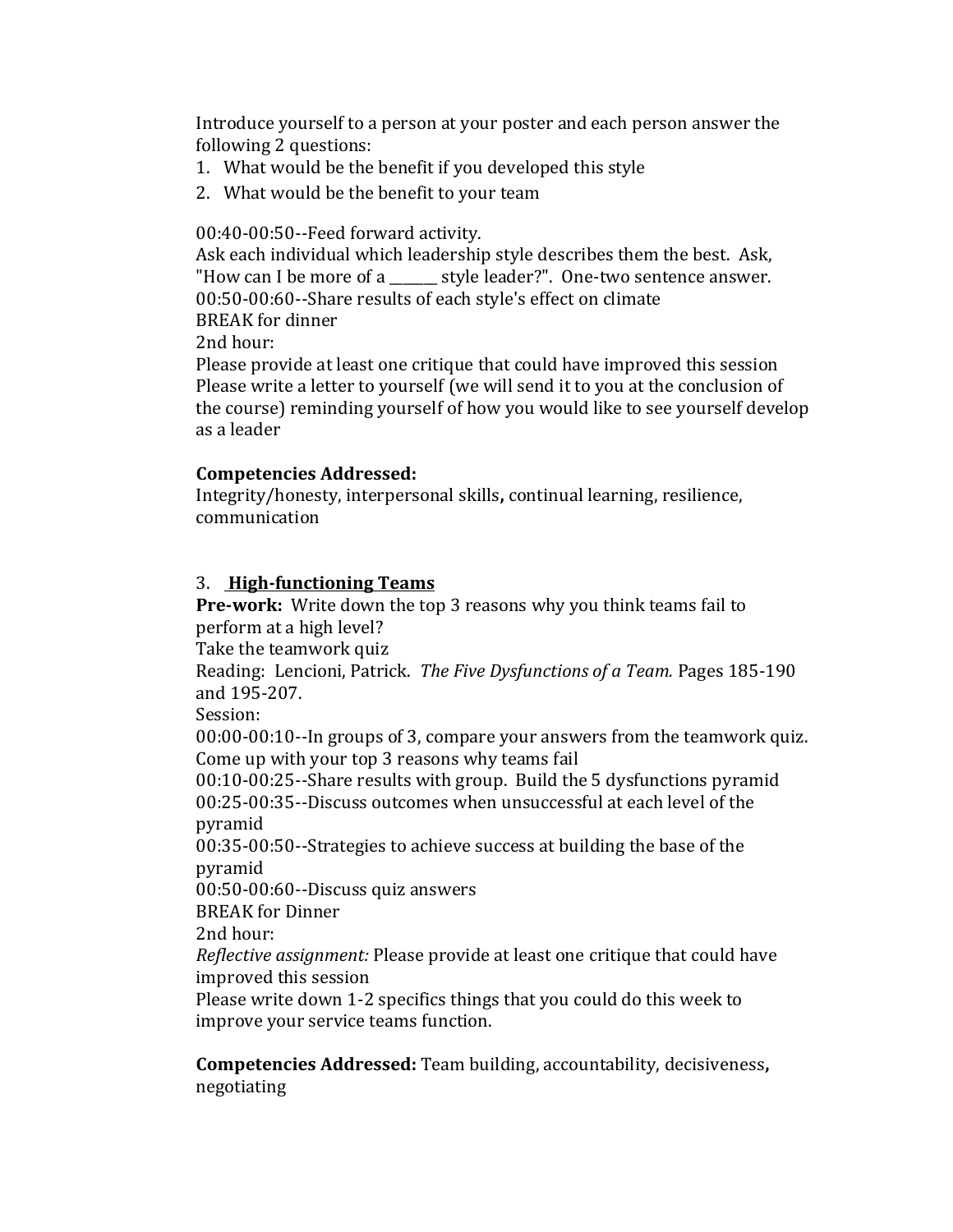Introduce yourself to a person at your poster and each person answer the following 2 questions:

1. What would be the benefit if you developed this style
2. What would be the benefit to your team

00:40-00:50--Feed forward activity.
Ask each individual which leadership style describes them the best. Ask, "How can I be more of a _______ style leader?". One-two sentence answer.
00:50-00:60--Share results of each style's effect on climate
BREAK for dinner
2nd hour:
Please provide at least one critique that could have improved this session
Please write a letter to yourself (we will send it to you at the conclusion of the course) reminding yourself of how you would like to see yourself develop as a leader

**Competencies Addressed:**
Integrity/honesty, interpersonal skills**,** continual learning, resilience, communication

3. **High-functioning Teams**

**Pre-work:** Write down the top 3 reasons why you think teams fail to perform at a high level?
Take the teamwork quiz
Reading: Lencioni, Patrick. *The Five Dysfunctions of a Team.* Pages 185-190 and 195-207.
Session:
00:00-00:10--In groups of 3, compare your answers from the teamwork quiz. Come up with your top 3 reasons why teams fail
00:10-00:25--Share results with group. Build the 5 dysfunctions pyramid
00:25-00:35--Discuss outcomes when unsuccessful at each level of the pyramid
00:35-00:50--Strategies to achieve success at building the base of the pyramid
00:50-00:60--Discuss quiz answers
BREAK for Dinner
2nd hour:
*Reflective assignment:* Please provide at least one critique that could have improved this session
Please write down 1-2 specifics things that you could do this week to improve your service teams function.

**Competencies Addressed:** Team building, accountability, decisiveness**,** negotiating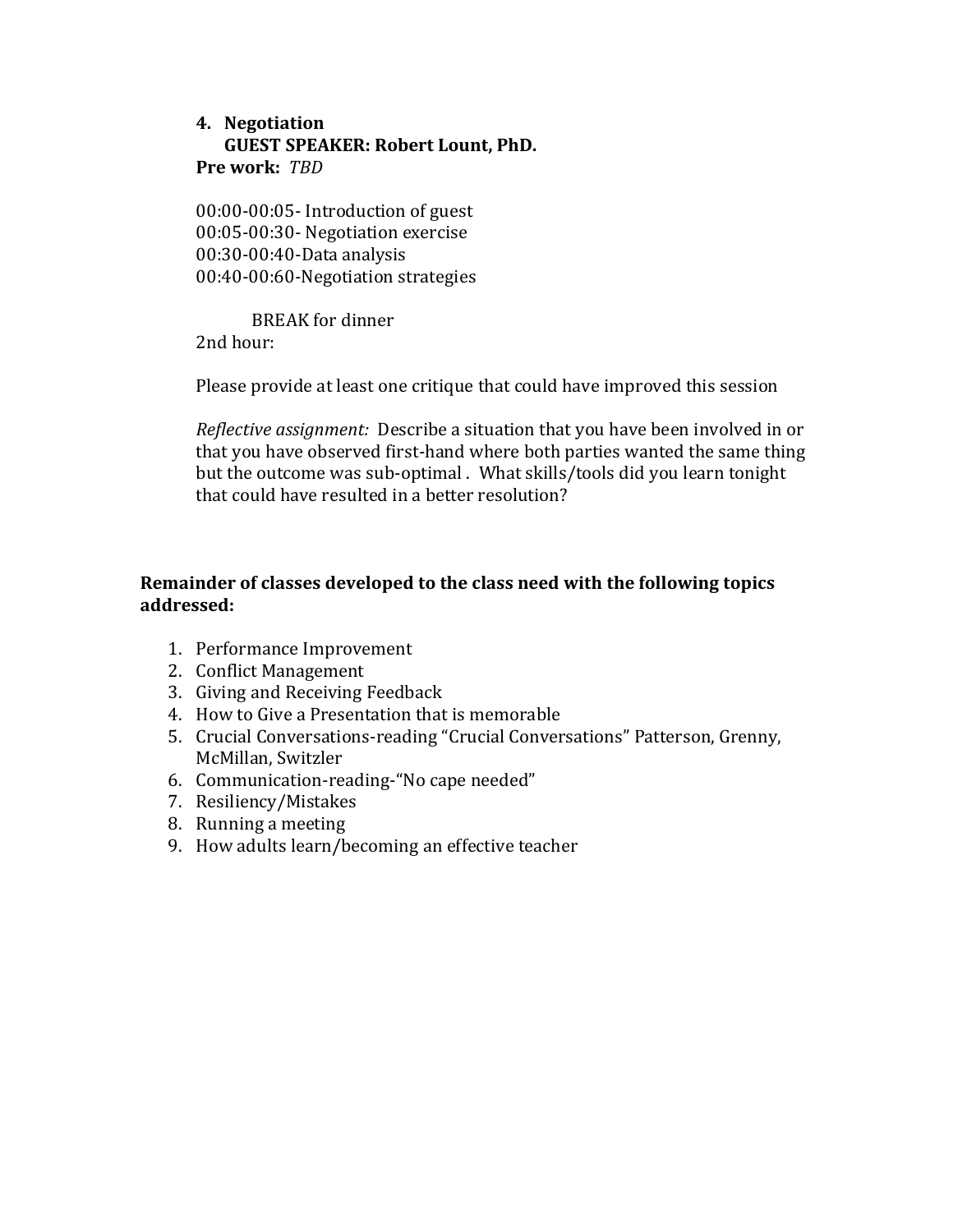4. **Negotiation**
   **GUEST SPEAKER: Robert Lount, PhD.**

**Pre work:** *TBD*

00:00-00:05- Introduction of guest
00:05-00:30- Negotiation exercise
00:30-00:40-Data analysis
00:40-00:60-Negotiation strategies

BREAK for dinner
2nd hour:

Please provide at least one critique that could have improved this session

*Reflective assignment:* Describe a situation that you have been involved in or that you have observed first-hand where both parties wanted the same thing but the outcome was sub-optimal . What skills/tools did you learn tonight that could have resulted in a better resolution?

**Remainder of classes developed to the class need with the following topics addressed:**

1. Performance Improvement
2. Conflict Management
3. Giving and Receiving Feedback
4. How to Give a Presentation that is memorable
5. Crucial Conversations-reading "Crucial Conversations" Patterson, Grenny, McMillan, Switzler
6. Communication-reading-"No cape needed"
7. Resiliency/Mistakes
8. Running a meeting
9. How adults learn/becoming an effective teacher